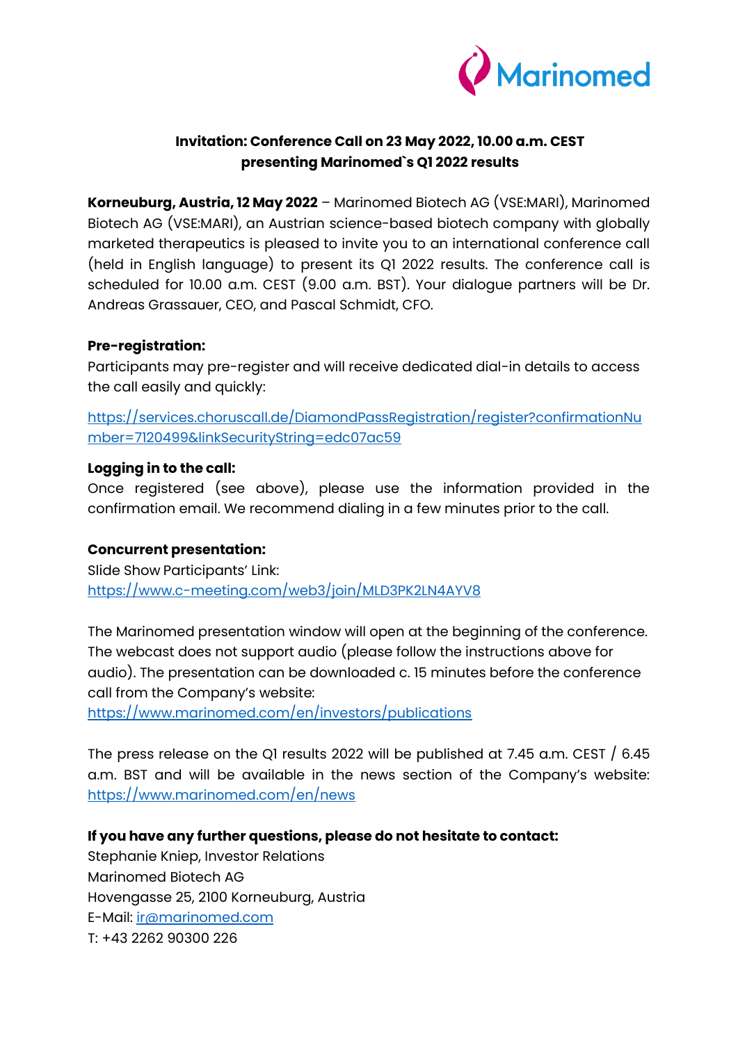**Invitation: Conference Call on 23 May 2022, 10.00 a.m. CEST presenting Marinomed`s Q1 2022 results**

**Korneuburg, Austria, 12 May 2022** – Marinomed Biotech AG (VSE:MARI), Marinomed Biotech AG (VSE:MARI), an Austrian science-based biotech company with globally marketed therapeutics is pleased to invite you to an international conference call (held in English language) to present its Q1 2022 results. The conference call is scheduled for 10.00 a.m. CEST (9.00 a.m. BST). Your dialogue partners will be Dr. Andreas Grassauer, CEO, and Pascal Schmidt, CFO.

**Pre-registration:**

Participants may pre-register and will receive dedicated dial-in details to access the call easily and quickly:

https://services.choruscall.de/DiamondPassRegistration/register?confirmationNumber=7120499&linkSecurityString=edc07ac59

**Logging in to the call:**

Once registered (see above), please use the information provided in the confirmation email. We recommend dialing in a few minutes prior to the call.

**Concurrent presentation:**

Slide Show Participants' Link:
https://www.c-meeting.com/web3/join/MLD3PK2LN4AYV8

The Marinomed presentation window will open at the beginning of the conference. The webcast does not support audio (please follow the instructions above for audio). The presentation can be downloaded c. 15 minutes before the conference call from the Company's website:
https://www.marinomed.com/en/investors/publications

The press release on the Q1 results 2022 will be published at 7.45 a.m. CEST / 6.45 a.m. BST and will be available in the news section of the Company's website: https://www.marinomed.com/en/news

**If you have any further questions, please do not hesitate to contact:**

Stephanie Kniep, Investor Relations
Marinomed Biotech AG
Hovengasse 25, 2100 Korneuburg, Austria
E-Mail: ir@marinomed.com
T: +43 2262 90300 226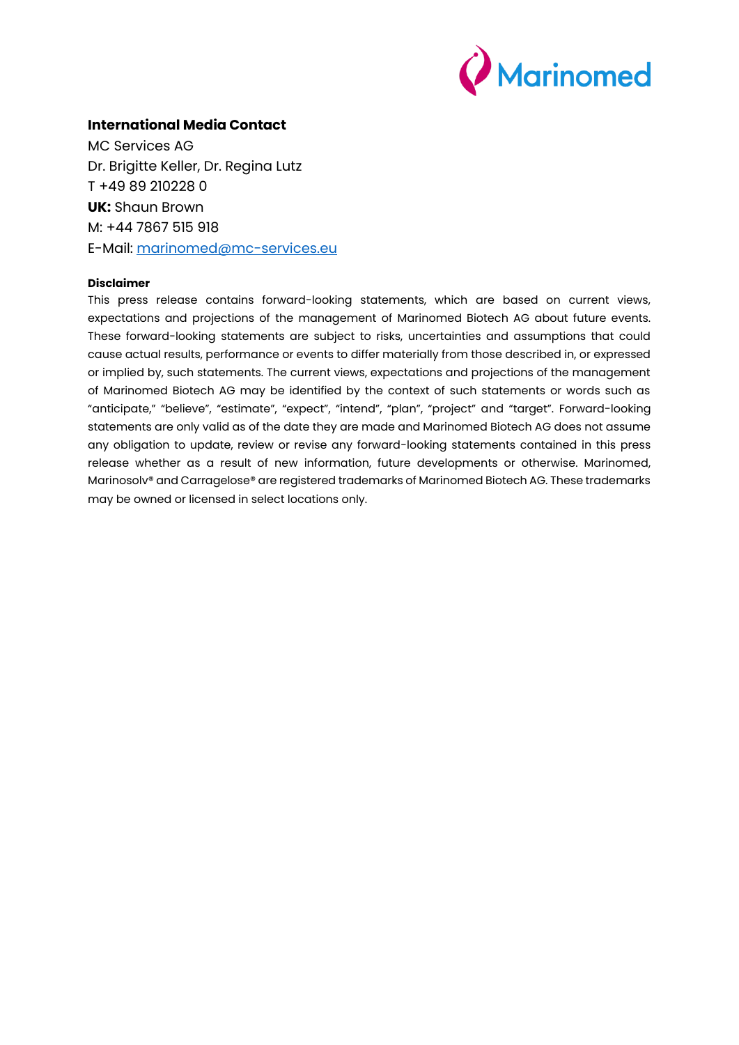**International Media Contact**

MC Services AG
Dr. Brigitte Keller, Dr. Regina Lutz
T +49 89 210228 0
**UK:** Shaun Brown
M: +44 7867 515 918
E-Mail: marinomed@mc-services.eu

**Disclaimer**

This press release contains forward-looking statements, which are based on current views, expectations and projections of the management of Marinomed Biotech AG about future events. These forward-looking statements are subject to risks, uncertainties and assumptions that could cause actual results, performance or events to differ materially from those described in, or expressed or implied by, such statements. The current views, expectations and projections of the management of Marinomed Biotech AG may be identified by the context of such statements or words such as "anticipate," "believe", "estimate", "expect", "intend", "plan", "project" and "target". Forward-looking statements are only valid as of the date they are made and Marinomed Biotech AG does not assume any obligation to update, review or revise any forward-looking statements contained in this press release whether as a result of new information, future developments or otherwise. Marinomed, Marinosolv® and Carragelose® are registered trademarks of Marinomed Biotech AG. These trademarks may be owned or licensed in select locations only.